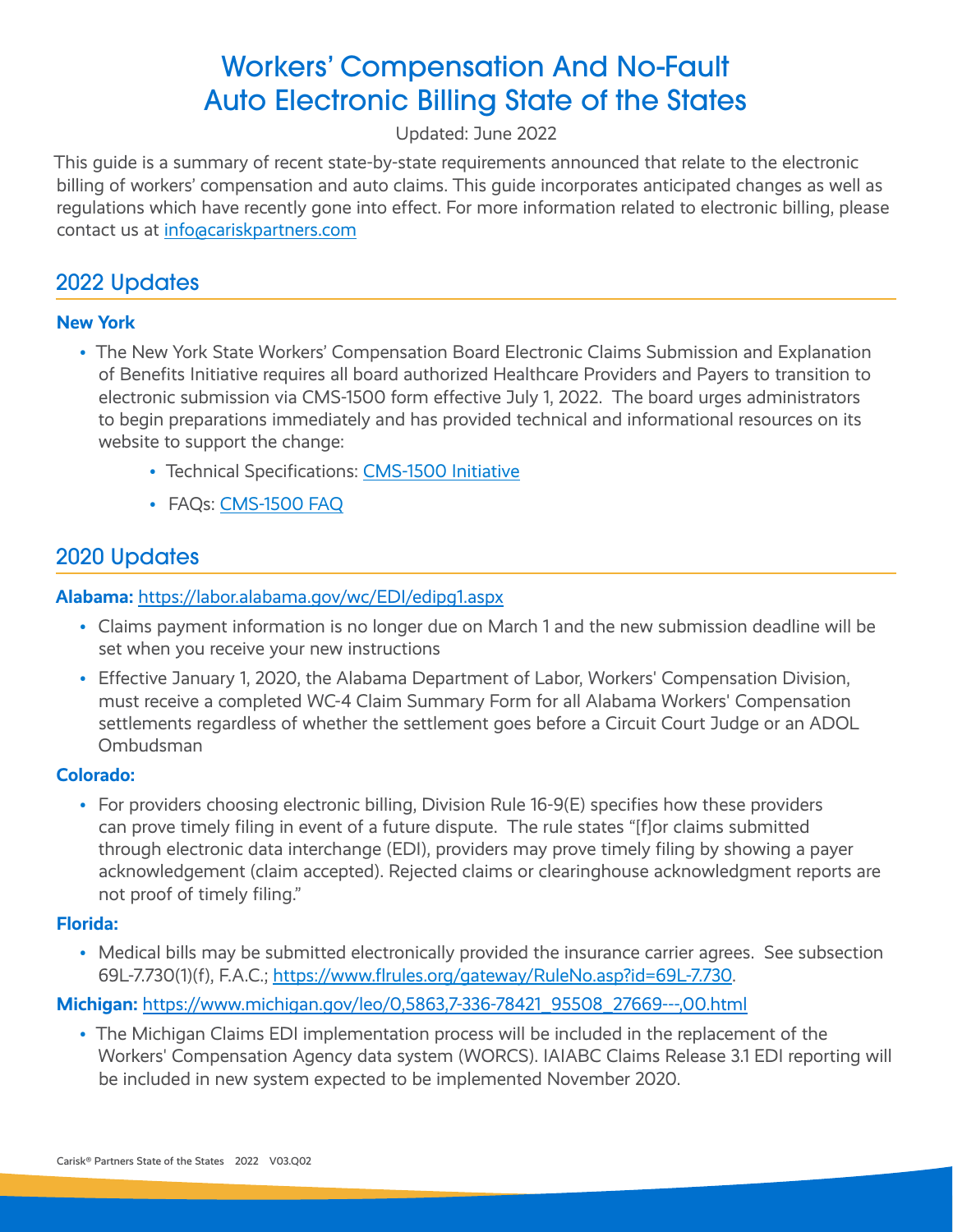# Workers' Compensation And No-Fault Auto Electronic Billing State of the States

Updated: June 2022

This guide is a summary of recent state-by-state requirements announced that relate to the electronic billing of workers' compensation and auto claims. This guide incorporates anticipated changes as well as regulations which have recently gone into effect. For more information related to electronic billing, please contact us at [info@cariskpartners.com](mailto:info@cariskpartners.com)

## 2022 Updates

### New York

- The New York State Workers' Compensation Board Electronic Claims Submission and Explanation of Benefits Initiative requires all board authorized Healthcare Providers and Payers to transition to electronic submission via CMS-1500 form effective July 1, 2022. The board urges administrators to begin preparations immediately and has provided technical and informational resources on its website to support the change:
  - Technical Specifications: CMS-1500 Initiative
  - FAQs: CMS-1500 FAQ

## 2020 Updates

### Alabama: https://labor.alabama.gov/wc/EDI/edipg1.aspx

- Claims payment information is no longer due on March 1 and the new submission deadline will be set when you receive your new instructions
- Effective January 1, 2020, the Alabama Department of Labor, Workers' Compensation Division, must receive a completed WC-4 Claim Summary Form for all Alabama Workers' Compensation settlements regardless of whether the settlement goes before a Circuit Court Judge or an ADOL Ombudsman

### Colorado:

- For providers choosing electronic billing, Division Rule 16-9(E) specifies how these providers can prove timely filing in event of a future dispute. The rule states "[f]or claims submitted through electronic data interchange (EDI), providers may prove timely filing by showing a payer acknowledgement (claim accepted). Rejected claims or clearinghouse acknowledgment reports are not proof of timely filing."

### Florida:

- Medical bills may be submitted electronically provided the insurance carrier agrees. See subsection 69L-7.730(1)(f), F.A.C.; https://www.flrules.org/gateway/RuleNo.asp?id=69L-7.730.

### Michigan: https://www.michigan.gov/leo/0,5863,7-336-78421_95508_27669---,00.html

- The Michigan Claims EDI implementation process will be included in the replacement of the Workers' Compensation Agency data system (WORCS). IAIABC Claims Release 3.1 EDI reporting will be included in new system expected to be implemented November 2020.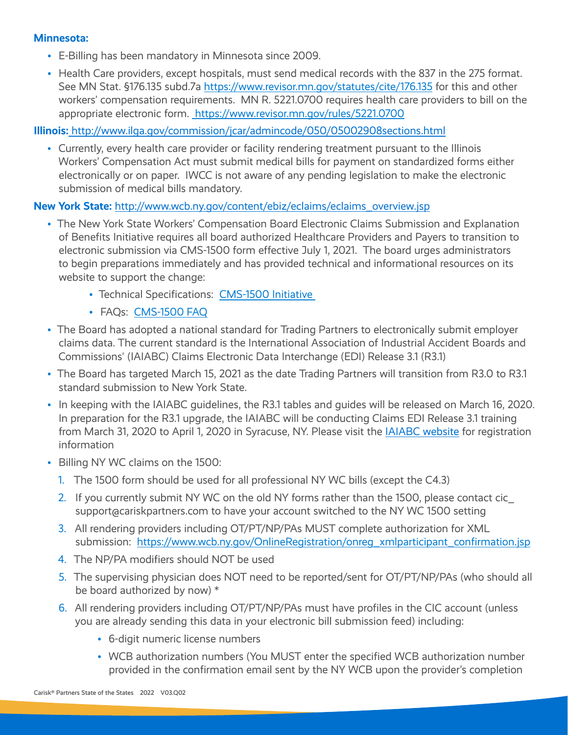**Minnesota:**

- E-Billing has been mandatory in Minnesota since 2009.
- Health Care providers, except hospitals, must send medical records with the 837 in the 275 format. See MN Stat. §176.135 subd.7a https://www.revisor.mn.gov/statutes/cite/176.135 for this and other workers' compensation requirements. MN R. 5221.0700 requires health care providers to bill on the appropriate electronic form. https://www.revisor.mn.gov/rules/5221.0700

**Illinois:** http://www.ilga.gov/commission/jcar/admincode/050/05002908sections.html

- Currently, every health care provider or facility rendering treatment pursuant to the Illinois Workers' Compensation Act must submit medical bills for payment on standardized forms either electronically or on paper. IWCC is not aware of any pending legislation to make the electronic submission of medical bills mandatory.

**New York State:** http://www.wcb.ny.gov/content/ebiz/eclaims/eclaims_overview.jsp

- The New York State Workers' Compensation Board Electronic Claims Submission and Explanation of Benefits Initiative requires all board authorized Healthcare Providers and Payers to transition to electronic submission via CMS-1500 form effective July 1, 2021. The board urges administrators to begin preparations immediately and has provided technical and informational resources on its website to support the change:
    - Technical Specifications: CMS-1500 Initiative
    - FAQs: CMS-1500 FAQ
- The Board has adopted a national standard for Trading Partners to electronically submit employer claims data. The current standard is the International Association of Industrial Accident Boards and Commissions' (IAIABC) Claims Electronic Data Interchange (EDI) Release 3.1 (R3.1)
- The Board has targeted March 15, 2021 as the date Trading Partners will transition from R3.0 to R3.1 standard submission to New York State.
- In keeping with the IAIABC guidelines, the R3.1 tables and guides will be released on March 16, 2020. In preparation for the R3.1 upgrade, the IAIABC will be conducting Claims EDI Release 3.1 training from March 31, 2020 to April 1, 2020 in Syracuse, NY. Please visit the IAIABC website for registration information
- Billing NY WC claims on the 1500:
    1. The 1500 form should be used for all professional NY WC bills (except the C4.3)
    2. If you currently submit NY WC on the old NY forms rather than the 1500, please contact cic_support@cariskpartners.com to have your account switched to the NY WC 1500 setting
    3. All rendering providers including OT/PT/NP/PAs MUST complete authorization for XML submission: https://www.wcb.ny.gov/OnlineRegistration/onreg_xmlparticipant_confirmation.jsp
    4. The NP/PA modifiers should NOT be used
    5. The supervising physician does NOT need to be reported/sent for OT/PT/NP/PAs (who should all be board authorized by now) *
    6. All rendering providers including OT/PT/NP/PAs must have profiles in the CIC account (unless you are already sending this data in your electronic bill submission feed) including:
        - 6-digit numeric license numbers
        - WCB authorization numbers (You MUST enter the specified WCB authorization number provided in the confirmation email sent by the NY WCB upon the provider's completion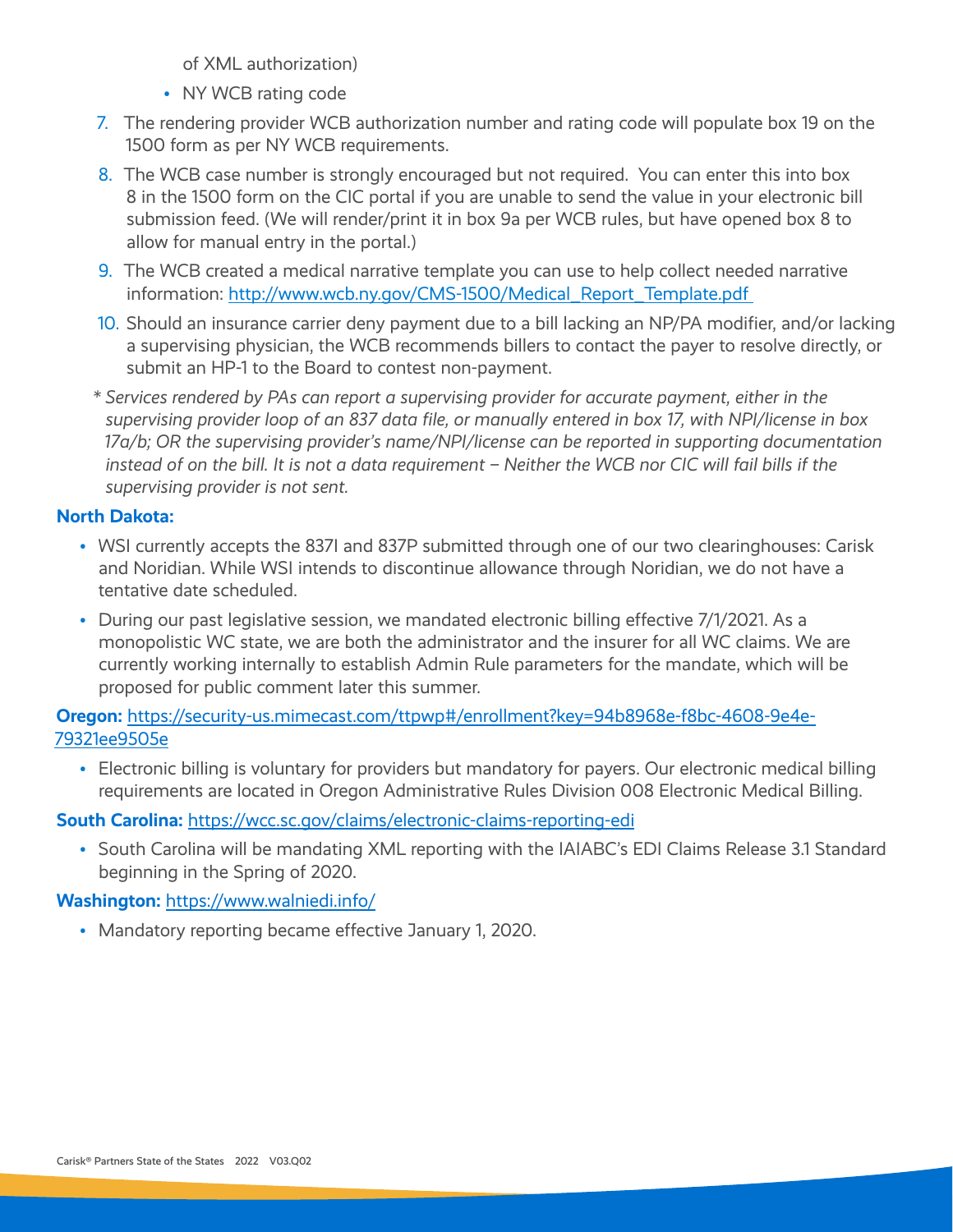of XML authorization)

- NY WCB rating code

7. The rendering provider WCB authorization number and rating code will populate box 19 on the 1500 form as per NY WCB requirements.
8. The WCB case number is strongly encouraged but not required. You can enter this into box 8 in the 1500 form on the CIC portal if you are unable to send the value in your electronic bill submission feed. (We will render/print it in box 9a per WCB rules, but have opened box 8 to allow for manual entry in the portal.)
9. The WCB created a medical narrative template you can use to help collect needed narrative information: http://www.wcb.ny.gov/CMS-1500/Medical_Report_Template.pdf
10. Should an insurance carrier deny payment due to a bill lacking an NP/PA modifier, and/or lacking a supervising physician, the WCB recommends billers to contact the payer to resolve directly, or submit an HP-1 to the Board to contest non-payment.

*\* Services rendered by PAs can report a supervising provider for accurate payment, either in the supervising provider loop of an 837 data file, or manually entered in box 17, with NPI/license in box 17a/b; OR the supervising provider's name/NPI/license can be reported in supporting documentation instead of on the bill. It is not a data requirement – Neither the WCB nor CIC will fail bills if the supervising provider is not sent.*

**North Dakota:**

- WSI currently accepts the 837I and 837P submitted through one of our two clearinghouses: Carisk and Noridian. While WSI intends to discontinue allowance through Noridian, we do not have a tentative date scheduled.
- During our past legislative session, we mandated electronic billing effective 7/1/2021. As a monopolistic WC state, we are both the administrator and the insurer for all WC claims. We are currently working internally to establish Admin Rule parameters for the mandate, which will be proposed for public comment later this summer.

**Oregon:** https://security-us.mimecast.com/ttpwp#/enrollment?key=94b8968e-f8bc-4608-9e4e-79321ee9505e

- Electronic billing is voluntary for providers but mandatory for payers. Our electronic medical billing requirements are located in Oregon Administrative Rules Division 008 Electronic Medical Billing.

**South Carolina:** https://wcc.sc.gov/claims/electronic-claims-reporting-edi

- South Carolina will be mandating XML reporting with the IAIABC's EDI Claims Release 3.1 Standard beginning in the Spring of 2020.

**Washington:** https://www.walniedi.info/

- Mandatory reporting became effective January 1, 2020.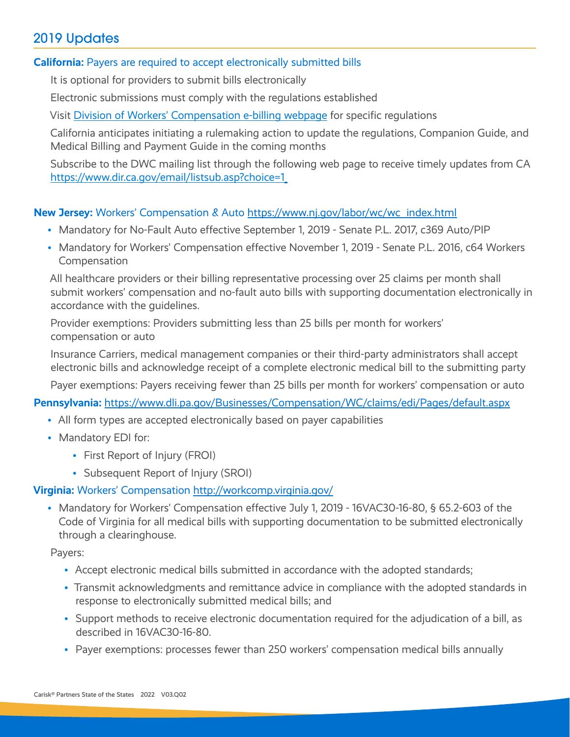## 2019 Updates

**California:** Payers are required to accept electronically submitted bills

It is optional for providers to submit bills electronically

Electronic submissions must comply with the regulations established

Visit [Division of Workers' Compensation e-billing webpage] for specific regulations

California anticipates initiating a rulemaking action to update the regulations, Companion Guide, and Medical Billing and Payment Guide in the coming months

Subscribe to the DWC mailing list through the following web page to receive timely updates from CA https://www.dir.ca.gov/email/listsub.asp?choice=1

**New Jersey:** Workers' Compensation & Auto https://www.nj.gov/labor/wc/wc_index.html

- Mandatory for No-Fault Auto effective September 1, 2019 - Senate P.L. 2017, c369 Auto/PIP
- Mandatory for Workers' Compensation effective November 1, 2019 - Senate P.L. 2016, c64 Workers Compensation

All healthcare providers or their billing representative processing over 25 claims per month shall submit workers' compensation and no-fault auto bills with supporting documentation electronically in accordance with the guidelines.

Provider exemptions: Providers submitting less than 25 bills per month for workers' compensation or auto

Insurance Carriers, medical management companies or their third-party administrators shall accept electronic bills and acknowledge receipt of a complete electronic medical bill to the submitting party

Payer exemptions: Payers receiving fewer than 25 bills per month for workers' compensation or auto

**Pennsylvania:** https://www.dli.pa.gov/Businesses/Compensation/WC/claims/edi/Pages/default.aspx

- All form types are accepted electronically based on payer capabilities
- Mandatory EDI for:
  - First Report of Injury (FROI)
  - Subsequent Report of Injury (SROI)

**Virginia:** Workers' Compensation http://workcomp.virginia.gov/

- Mandatory for Workers' Compensation effective July 1, 2019 - 16VAC30-16-80, § 65.2-603 of the Code of Virginia for all medical bills with supporting documentation to be submitted electronically through a clearinghouse.

Payers:

- Accept electronic medical bills submitted in accordance with the adopted standards;
- Transmit acknowledgments and remittance advice in compliance with the adopted standards in response to electronically submitted medical bills; and
- Support methods to receive electronic documentation required for the adjudication of a bill, as described in 16VAC30-16-80.
- Payer exemptions: processes fewer than 250 workers' compensation medical bills annually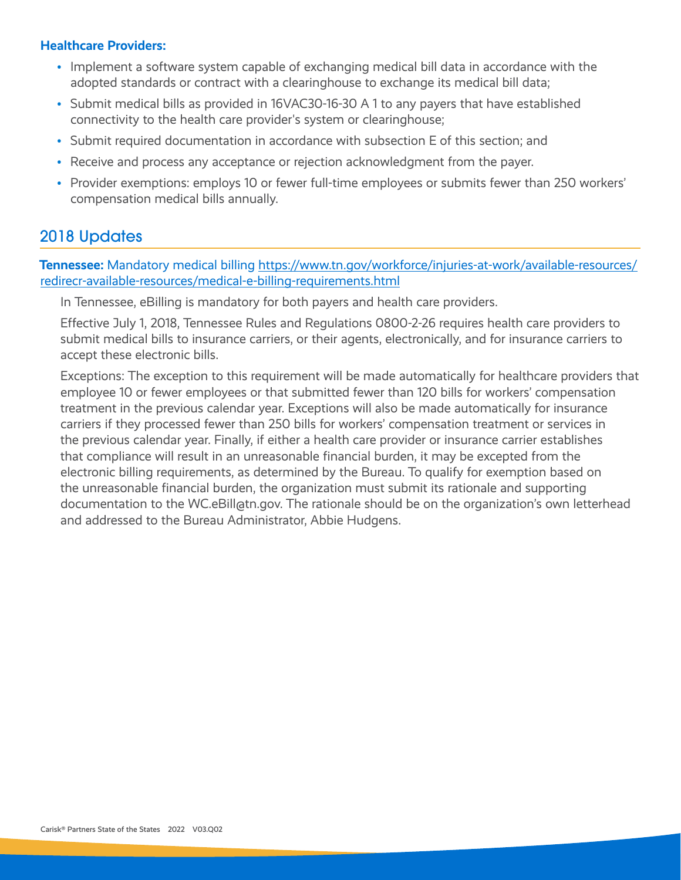**Healthcare Providers:**

- Implement a software system capable of exchanging medical bill data in accordance with the adopted standards or contract with a clearinghouse to exchange its medical bill data;
- Submit medical bills as provided in 16VAC30-16-30 A 1 to any payers that have established connectivity to the health care provider's system or clearinghouse;
- Submit required documentation in accordance with subsection E of this section; and
- Receive and process any acceptance or rejection acknowledgment from the payer.
- Provider exemptions: employs 10 or fewer full-time employees or submits fewer than 250 workers' compensation medical bills annually.

## 2018 Updates

**Tennessee:** Mandatory medical billing https://www.tn.gov/workforce/injuries-at-work/available-resources/redirecr-available-resources/medical-e-billing-requirements.html

In Tennessee, eBilling is mandatory for both payers and health care providers.

Effective July 1, 2018, Tennessee Rules and Regulations 0800-2-26 requires health care providers to submit medical bills to insurance carriers, or their agents, electronically, and for insurance carriers to accept these electronic bills.

Exceptions: The exception to this requirement will be made automatically for healthcare providers that employee 10 or fewer employees or that submitted fewer than 120 bills for workers' compensation treatment in the previous calendar year. Exceptions will also be made automatically for insurance carriers if they processed fewer than 250 bills for workers' compensation treatment or services in the previous calendar year. Finally, if either a health care provider or insurance carrier establishes that compliance will result in an unreasonable financial burden, it may be excepted from the electronic billing requirements, as determined by the Bureau. To qualify for exemption based on the unreasonable financial burden, the organization must submit its rationale and supporting documentation to the WC.eBill@tn.gov. The rationale should be on the organization's own letterhead and addressed to the Bureau Administrator, Abbie Hudgens.